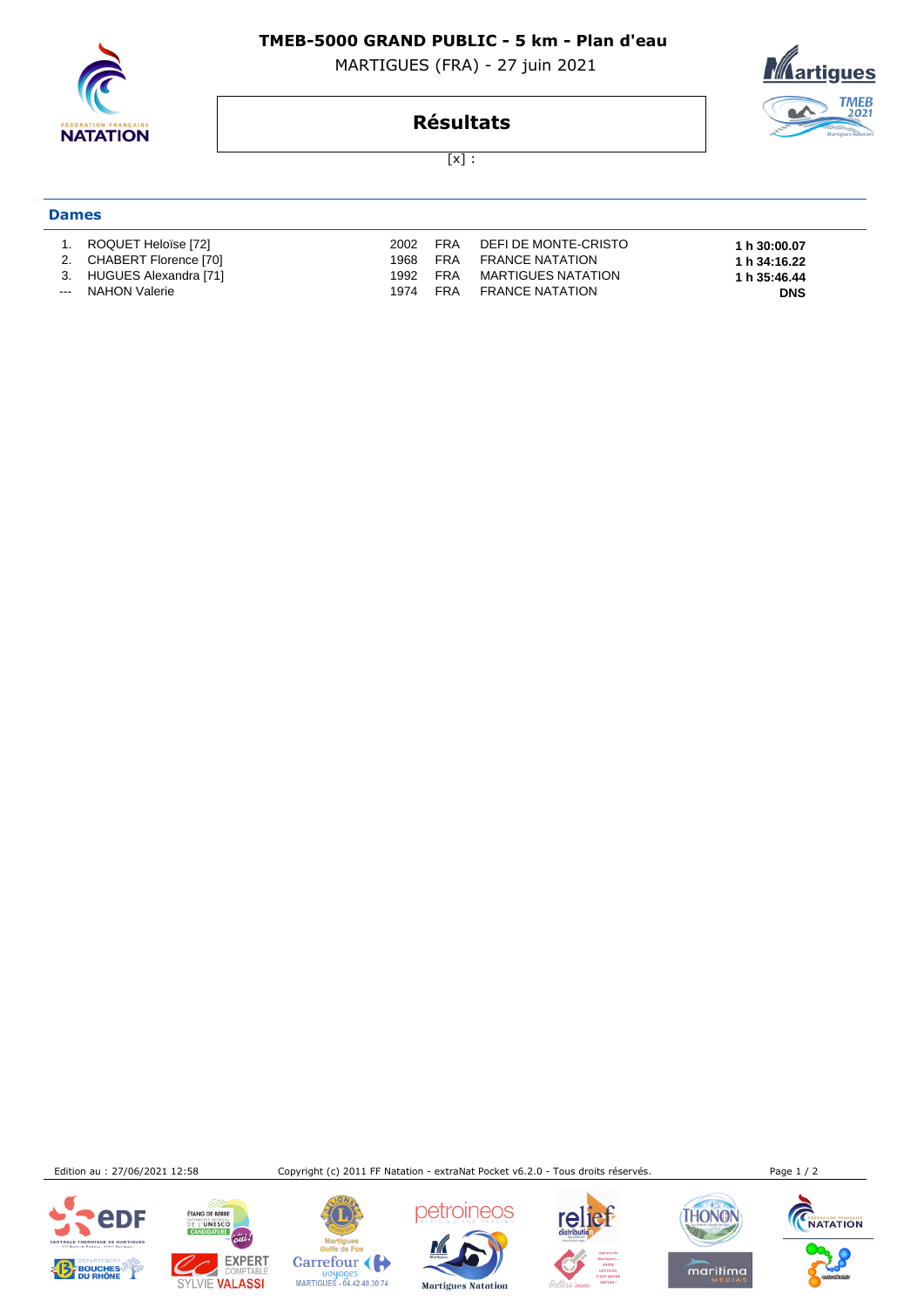# TMEB-5000 GRAND PUBLIC - 5 km - Plan d'eau

MARTIGUES (FRA) - 27 juin 2021

## Résultats

[x] :

### Dames

| | | | | | |
|---|---|---|---|---|---|
| 1. | ROQUET Heloïse [72] | 2002 | FRA | DEFI DE MONTE-CRISTO | **1 h 30:00.07** |
| 2. | CHABERT Florence [70] | 1968 | FRA | FRANCE NATATION | **1 h 34:16.22** |
| 3. | HUGUES Alexandra [71] | 1992 | FRA | MARTIGUES NATATION | **1 h 35:46.44** |
| --- | NAHON Valerie | 1974 | FRA | FRANCE NATATION | **DNS** |

Edition au : 27/06/2021 12:58

Copyright (c) 2011 FF Natation - extraNat Pocket v6.2.0 - Tous droits réservés.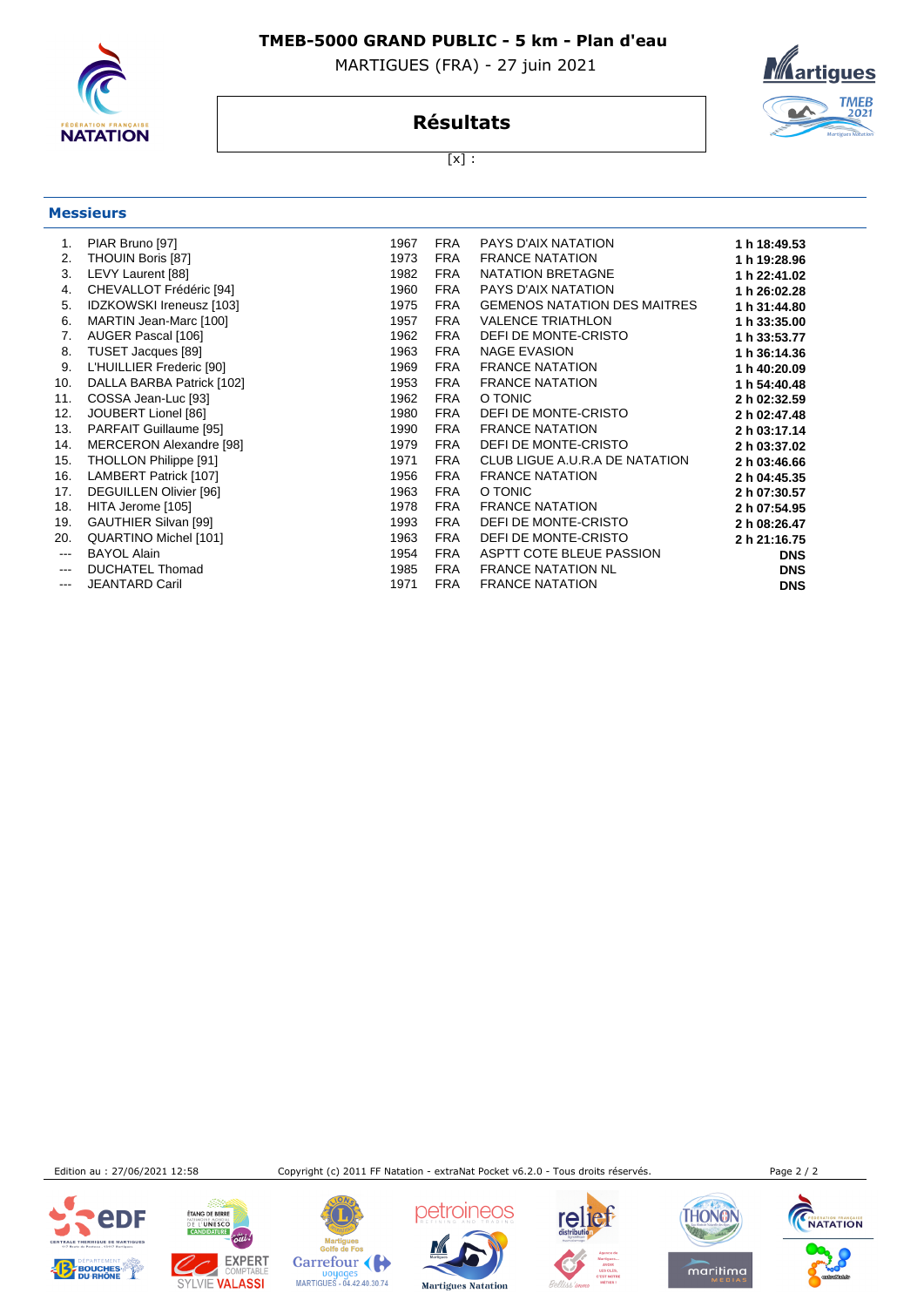**TMEB-5000 GRAND PUBLIC - 5 km - Plan d'eau**

MARTIGUES (FRA) - 27 juin 2021

# Résultats

[x] :

## Messieurs

| | | | | | |
|---|---|---|---|---|---|
| 1. | PIAR Bruno [97] | 1967 | FRA | PAYS D'AIX NATATION | **1 h 18:49.53** |
| 2. | THOUIN Boris [87] | 1973 | FRA | FRANCE NATATION | **1 h 19:28.96** |
| 3. | LEVY Laurent [88] | 1982 | FRA | NATATION BRETAGNE | **1 h 22:41.02** |
| 4. | CHEVALLOT Frédéric [94] | 1960 | FRA | PAYS D'AIX NATATION | **1 h 26:02.28** |
| 5. | IDZKOWSKI Ireneusz [103] | 1975 | FRA | GEMENOS NATATION DES MAITRES | **1 h 31:44.80** |
| 6. | MARTIN Jean-Marc [100] | 1957 | FRA | VALENCE TRIATHLON | **1 h 33:35.00** |
| 7. | AUGER Pascal [106] | 1962 | FRA | DEFI DE MONTE-CRISTO | **1 h 33:53.77** |
| 8. | TUSET Jacques [89] | 1963 | FRA | NAGE EVASION | **1 h 36:14.36** |
| 9. | L'HUILLIER Frederic [90] | 1969 | FRA | FRANCE NATATION | **1 h 40:20.09** |
| 10. | DALLA BARBA Patrick [102] | 1953 | FRA | FRANCE NATATION | **1 h 54:40.48** |
| 11. | COSSA Jean-Luc [93] | 1962 | FRA | O TONIC | **2 h 02:32.59** |
| 12. | JOUBERT Lionel [86] | 1980 | FRA | DEFI DE MONTE-CRISTO | **2 h 02:47.48** |
| 13. | PARFAIT Guillaume [95] | 1990 | FRA | FRANCE NATATION | **2 h 03:17.14** |
| 14. | MERCERON Alexandre [98] | 1979 | FRA | DEFI DE MONTE-CRISTO | **2 h 03:37.02** |
| 15. | THOLLON Philippe [91] | 1971 | FRA | CLUB LIGUE A.U.R.A DE NATATION | **2 h 03:46.66** |
| 16. | LAMBERT Patrick [107] | 1956 | FRA | FRANCE NATATION | **2 h 04:45.35** |
| 17. | DEGUILLEN Olivier [96] | 1963 | FRA | O TONIC | **2 h 07:30.57** |
| 18. | HITA Jerome [105] | 1978 | FRA | FRANCE NATATION | **2 h 07:54.95** |
| 19. | GAUTHIER Silvan [99] | 1993 | FRA | DEFI DE MONTE-CRISTO | **2 h 08:26.47** |
| 20. | QUARTINO Michel [101] | 1963 | FRA | DEFI DE MONTE-CRISTO | **2 h 21:16.75** |
| --- | BAYOL Alain | 1954 | FRA | ASPTT COTE BLEUE PASSION | **DNS** |
| --- | DUCHATEL Thomad | 1985 | FRA | FRANCE NATATION NL | **DNS** |
| --- | JEANTARD Caril | 1971 | FRA | FRANCE NATATION | **DNS** |

Edition au : 27/06/2021 12:58 Copyright (c) 2011 FF Natation - extraNat Pocket v6.2.0 - Tous droits réservés.